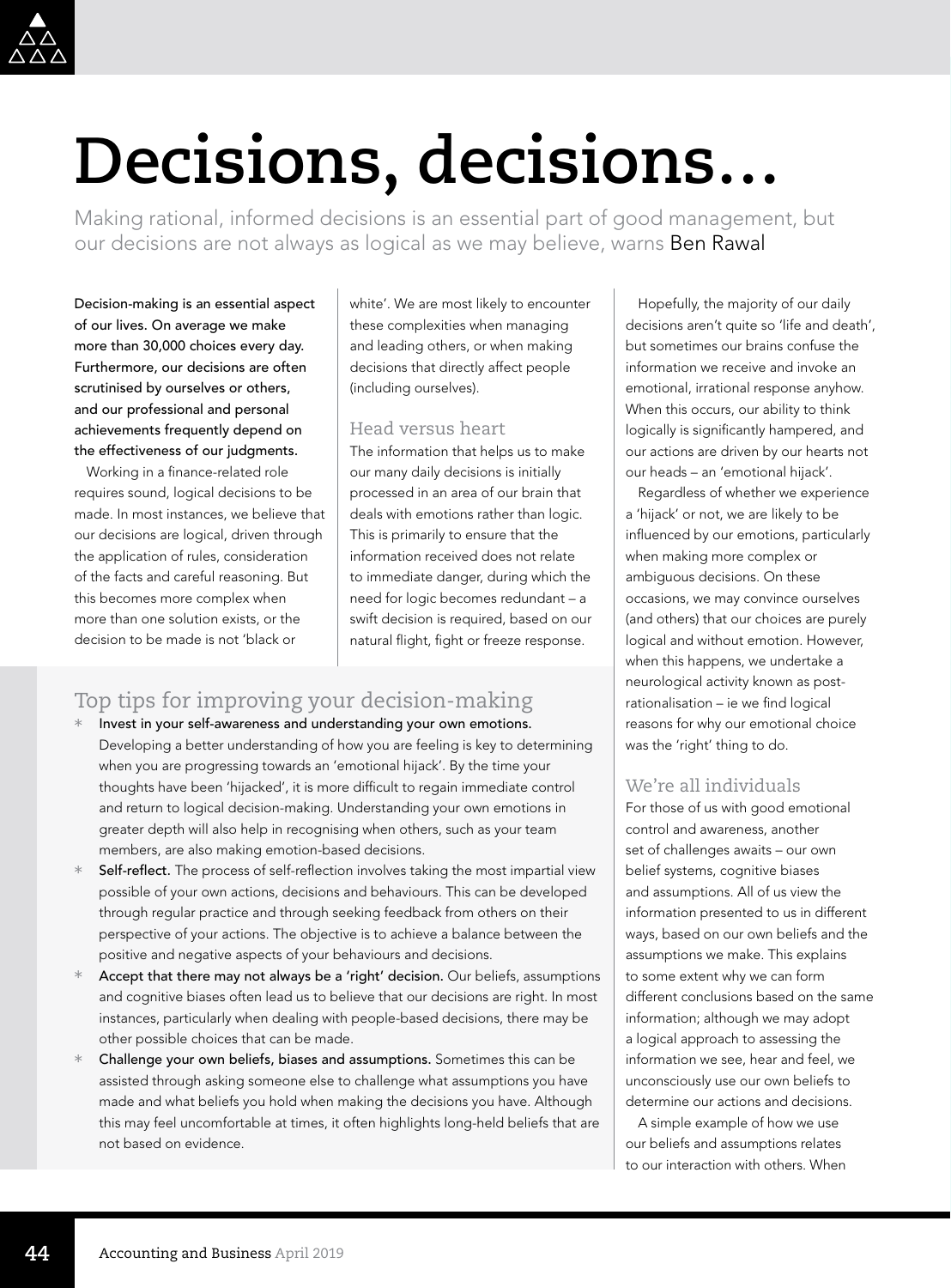# Decisions, decisions…

Making rational, informed decisions is an essential part of good management, but our decisions are not always as logical as we may believe, warns Ben Rawal

**Decision-making is an essential aspect of our lives. On average we make more than 30,000 choices every day. Furthermore, our decisions are often scrutinised by ourselves or others, and our professional and personal achievements frequently depend on the effectiveness of our judgments.**

Working in a finance-related role requires sound, logical decisions to be made. In most instances, we believe that our decisions are logical, driven through the application of rules, consideration of the facts and careful reasoning. But this becomes more complex when more than one solution exists, or the decision to be made is not 'black or white'. We are most likely to encounter these complexities when managing and leading others, or when making decisions that directly affect people (including ourselves).

## Head versus heart

The information that helps us to make our many daily decisions is initially processed in an area of our brain that deals with emotions rather than logic. This is primarily to ensure that the information received does not relate to immediate danger, during which the need for logic becomes redundant – a swift decision is required, based on our natural flight, fight or freeze response.

Hopefully, the majority of our daily decisions aren't quite so 'life and death', but sometimes our brains confuse the information we receive and invoke an emotional, irrational response anyhow. When this occurs, our ability to think logically is significantly hampered, and our actions are driven by our hearts not our heads – an 'emotional hijack'.

Regardless of whether we experience a 'hijack' or not, we are likely to be influenced by our emotions, particularly when making more complex or ambiguous decisions. On these occasions, we may convince ourselves (and others) that our choices are purely logical and without emotion. However, when this happens, we undertake a neurological activity known as post-rationalisation – ie we find logical reasons for why our emotional choice was the 'right' thing to do.

## We're all individuals

For those of us with good emotional control and awareness, another set of challenges awaits – our own belief systems, cognitive biases and assumptions. All of us view the information presented to us in different ways, based on our own beliefs and the assumptions we make. This explains to some extent why we can form different conclusions based on the same information; although we may adopt a logical approach to assessing the information we see, hear and feel, we unconsciously use our own beliefs to determine our actions and decisions.

A simple example of how we use our beliefs and assumptions relates to our interaction with others. When

## Top tips for improving your decision-making

* **Invest in your self-awareness and understanding your own emotions.** Developing a better understanding of how you are feeling is key to determining when you are progressing towards an 'emotional hijack'. By the time your thoughts have been 'hijacked', it is more difficult to regain immediate control and return to logical decision-making. Understanding your own emotions in greater depth will also help in recognising when others, such as your team members, are also making emotion-based decisions.
* **Self-reflect.** The process of self-reflection involves taking the most impartial view possible of your own actions, decisions and behaviours. This can be developed through regular practice and through seeking feedback from others on their perspective of your actions. The objective is to achieve a balance between the positive and negative aspects of your behaviours and decisions.
* **Accept that there may not always be a 'right' decision.** Our beliefs, assumptions and cognitive biases often lead us to believe that our decisions are right. In most instances, particularly when dealing with people-based decisions, there may be other possible choices that can be made.
* **Challenge your own beliefs, biases and assumptions.** Sometimes this can be assisted through asking someone else to challenge what assumptions you have made and what beliefs you hold when making the decisions you have. Although this may feel uncomfortable at times, it often highlights long-held beliefs that are not based on evidence.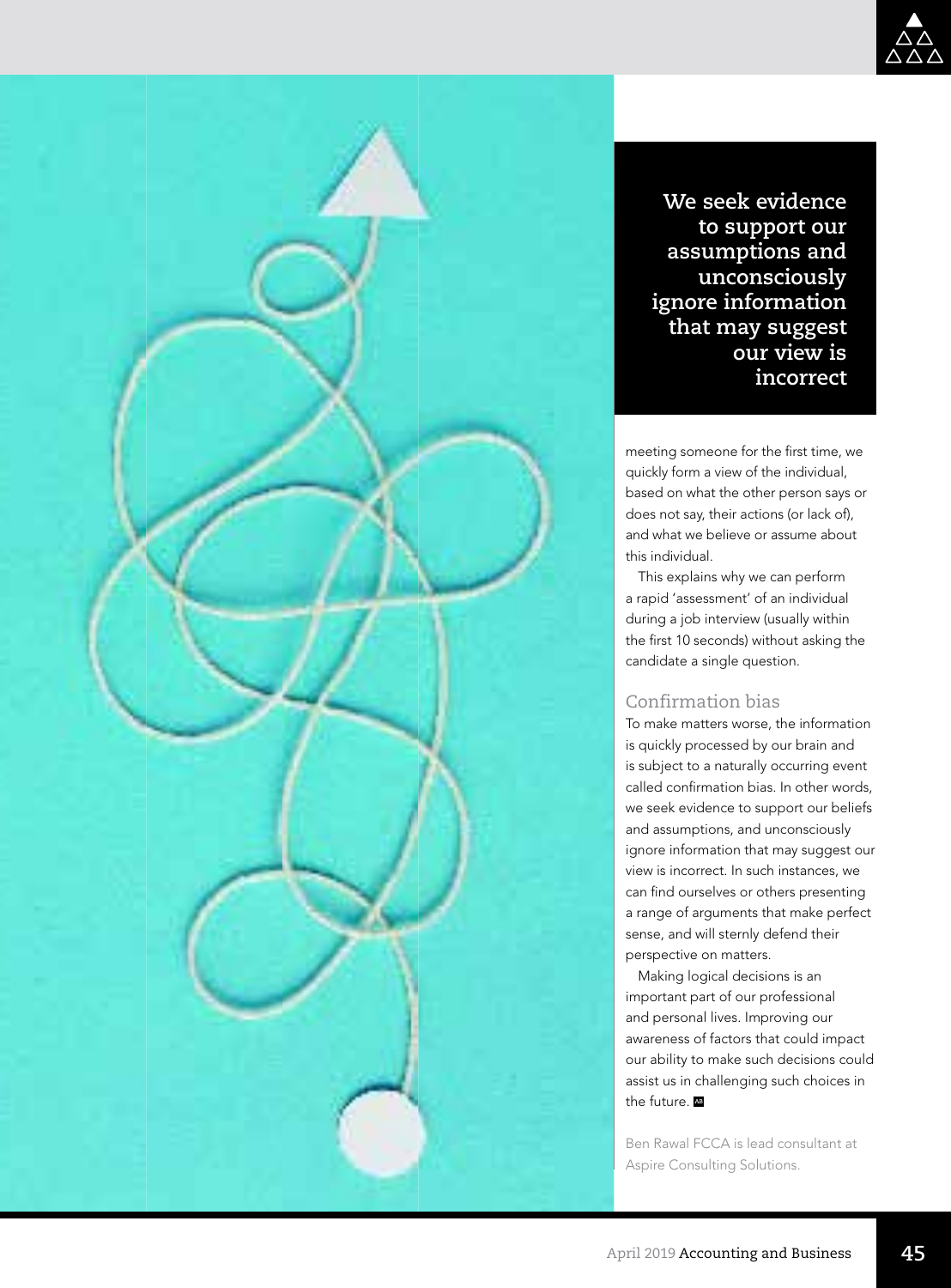**We seek evidence to support our assumptions and unconsciously ignore information that may suggest our view is incorrect**

meeting someone for the first time, we quickly form a view of the individual, based on what the other person says or does not say, their actions (or lack of), and what we believe or assume about this individual.

This explains why we can perform a rapid 'assessment' of an individual during a job interview (usually within the first 10 seconds) without asking the candidate a single question.

## Confirmation bias

To make matters worse, the information is quickly processed by our brain and is subject to a naturally occurring event called confirmation bias. In other words, we seek evidence to support our beliefs and assumptions, and unconsciously ignore information that may suggest our view is incorrect. In such instances, we can find ourselves or others presenting a range of arguments that make perfect sense, and will sternly defend their perspective on matters.

Making logical decisions is an important part of our professional and personal lives. Improving our awareness of factors that could impact our ability to make such decisions could assist us in challenging such choices in the future. AB

Ben Rawal FCCA is lead consultant at Aspire Consulting Solutions.